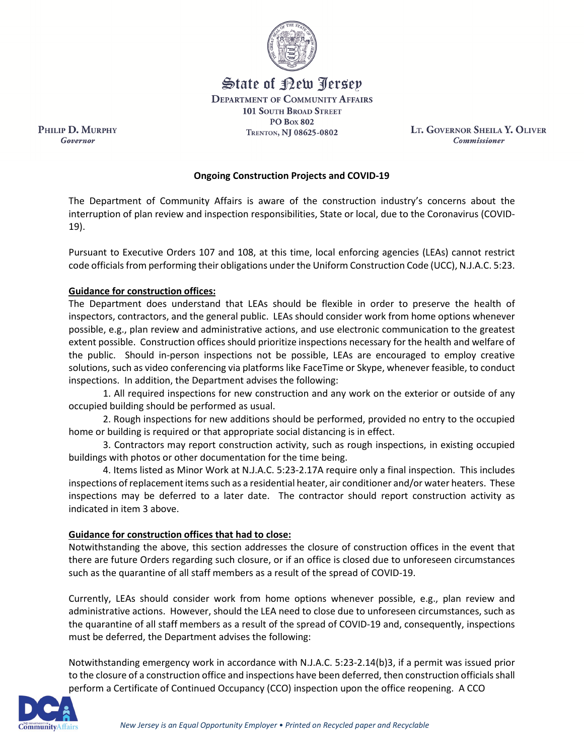State of New Jersey
DEPARTMENT OF COMMUNITY AFFAIRS
101 SOUTH BROAD STREET
PO BOX 802
TRENTON, NJ 08625-0802

PHILIP D. MURPHY
*Governor*

LT. GOVERNOR SHEILA Y. OLIVER
*Commissioner*

## Ongoing Construction Projects and COVID-19

The Department of Community Affairs is aware of the construction industry's concerns about the interruption of plan review and inspection responsibilities, State or local, due to the Coronavirus (COVID-19).

Pursuant to Executive Orders 107 and 108, at this time, local enforcing agencies (LEAs) cannot restrict code officials from performing their obligations under the Uniform Construction Code (UCC), N.J.A.C. 5:23.

**Guidance for construction offices:**

The Department does understand that LEAs should be flexible in order to preserve the health of inspectors, contractors, and the general public. LEAs should consider work from home options whenever possible, e.g., plan review and administrative actions, and use electronic communication to the greatest extent possible. Construction offices should prioritize inspections necessary for the health and welfare of the public. Should in-person inspections not be possible, LEAs are encouraged to employ creative solutions, such as video conferencing via platforms like FaceTime or Skype, whenever feasible, to conduct inspections. In addition, the Department advises the following:

1. All required inspections for new construction and any work on the exterior or outside of any occupied building should be performed as usual.
2. Rough inspections for new additions should be performed, provided no entry to the occupied home or building is required or that appropriate social distancing is in effect.
3. Contractors may report construction activity, such as rough inspections, in existing occupied buildings with photos or other documentation for the time being.
4. Items listed as Minor Work at N.J.A.C. 5:23-2.17A require only a final inspection. This includes inspections of replacement items such as a residential heater, air conditioner and/or water heaters. These inspections may be deferred to a later date. The contractor should report construction activity as indicated in item 3 above.

**Guidance for construction offices that had to close:**

Notwithstanding the above, this section addresses the closure of construction offices in the event that there are future Orders regarding such closure, or if an office is closed due to unforeseen circumstances such as the quarantine of all staff members as a result of the spread of COVID-19.

Currently, LEAs should consider work from home options whenever possible, e.g., plan review and administrative actions. However, should the LEA need to close due to unforeseen circumstances, such as the quarantine of all staff members as a result of the spread of COVID-19 and, consequently, inspections must be deferred, the Department advises the following:

Notwithstanding emergency work in accordance with N.J.A.C. 5:23-2.14(b)3, if a permit was issued prior to the closure of a construction office and inspections have been deferred, then construction officials shall perform a Certificate of Continued Occupancy (CCO) inspection upon the office reopening. A CCO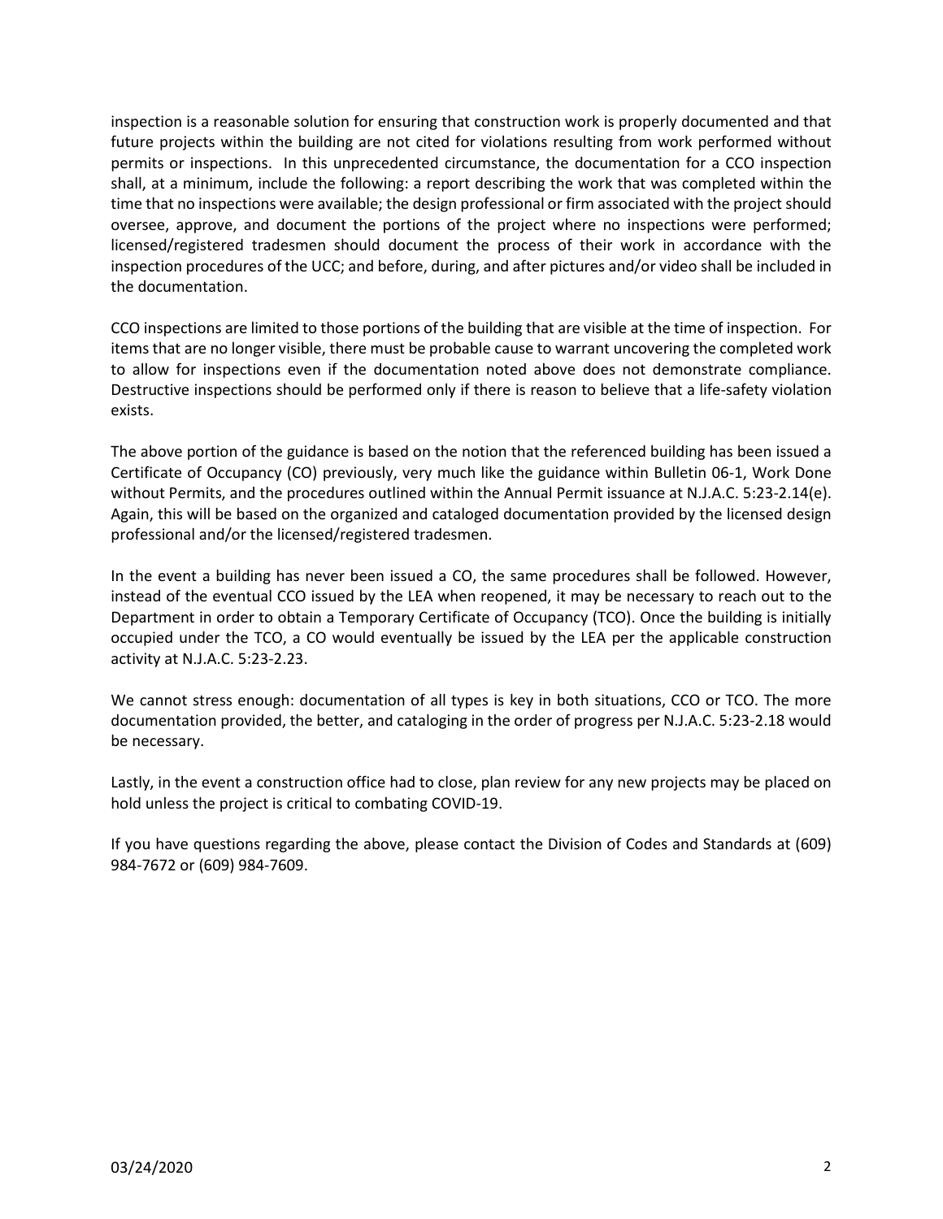inspection is a reasonable solution for ensuring that construction work is properly documented and that future projects within the building are not cited for violations resulting from work performed without permits or inspections. In this unprecedented circumstance, the documentation for a CCO inspection shall, at a minimum, include the following: a report describing the work that was completed within the time that no inspections were available; the design professional or firm associated with the project should oversee, approve, and document the portions of the project where no inspections were performed; licensed/registered tradesmen should document the process of their work in accordance with the inspection procedures of the UCC; and before, during, and after pictures and/or video shall be included in the documentation.

CCO inspections are limited to those portions of the building that are visible at the time of inspection. For items that are no longer visible, there must be probable cause to warrant uncovering the completed work to allow for inspections even if the documentation noted above does not demonstrate compliance. Destructive inspections should be performed only if there is reason to believe that a life-safety violation exists.

The above portion of the guidance is based on the notion that the referenced building has been issued a Certificate of Occupancy (CO) previously, very much like the guidance within Bulletin 06-1, Work Done without Permits, and the procedures outlined within the Annual Permit issuance at N.J.A.C. 5:23-2.14(e). Again, this will be based on the organized and cataloged documentation provided by the licensed design professional and/or the licensed/registered tradesmen.

In the event a building has never been issued a CO, the same procedures shall be followed. However, instead of the eventual CCO issued by the LEA when reopened, it may be necessary to reach out to the Department in order to obtain a Temporary Certificate of Occupancy (TCO). Once the building is initially occupied under the TCO, a CO would eventually be issued by the LEA per the applicable construction activity at N.J.A.C. 5:23-2.23.

We cannot stress enough: documentation of all types is key in both situations, CCO or TCO. The more documentation provided, the better, and cataloging in the order of progress per N.J.A.C. 5:23-2.18 would be necessary.

Lastly, in the event a construction office had to close, plan review for any new projects may be placed on hold unless the project is critical to combating COVID-19.

If you have questions regarding the above, please contact the Division of Codes and Standards at (609) 984-7672 or (609) 984-7609.

03/24/2020